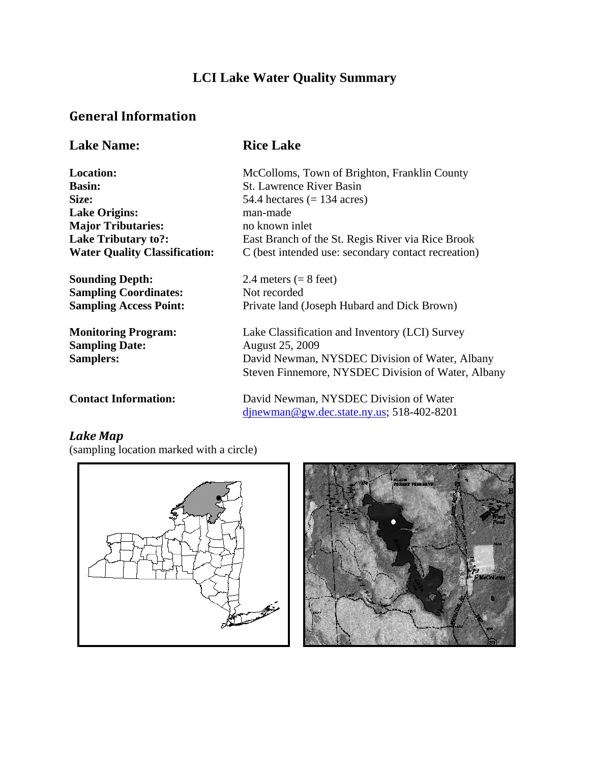# LCI Lake Water Quality Summary

## General Information

| | |
|---|---|
| **Lake Name:** | **Rice Lake** |
| **Location:** | McColloms, Town of Brighton, Franklin County |
| **Basin:** | St. Lawrence River Basin |
| **Size:** | 54.4 hectares (= 134 acres) |
| **Lake Origins:** | man-made |
| **Major Tributaries:** | no known inlet |
| **Lake Tributary to?:** | East Branch of the St. Regis River via Rice Brook |
| **Water Quality Classification:** | C (best intended use: secondary contact recreation) |
| **Sounding Depth:** | 2.4 meters (= 8 feet) |
| **Sampling Coordinates:** | Not recorded |
| **Sampling Access Point:** | Private land (Joseph Hubard and Dick Brown) |
| **Monitoring Program:** | Lake Classification and Inventory (LCI) Survey |
| **Sampling Date:** | August 25, 2009 |
| **Samplers:** | David Newman, NYSDEC Division of Water, Albany<br>Steven Finnemore, NYSDEC Division of Water, Albany |
| **Contact Information:** | David Newman, NYSDEC Division of Water<br>djnewman@gw.dec.state.ny.us; 518-402-8201 |

### *Lake Map*

(sampling location marked with a circle)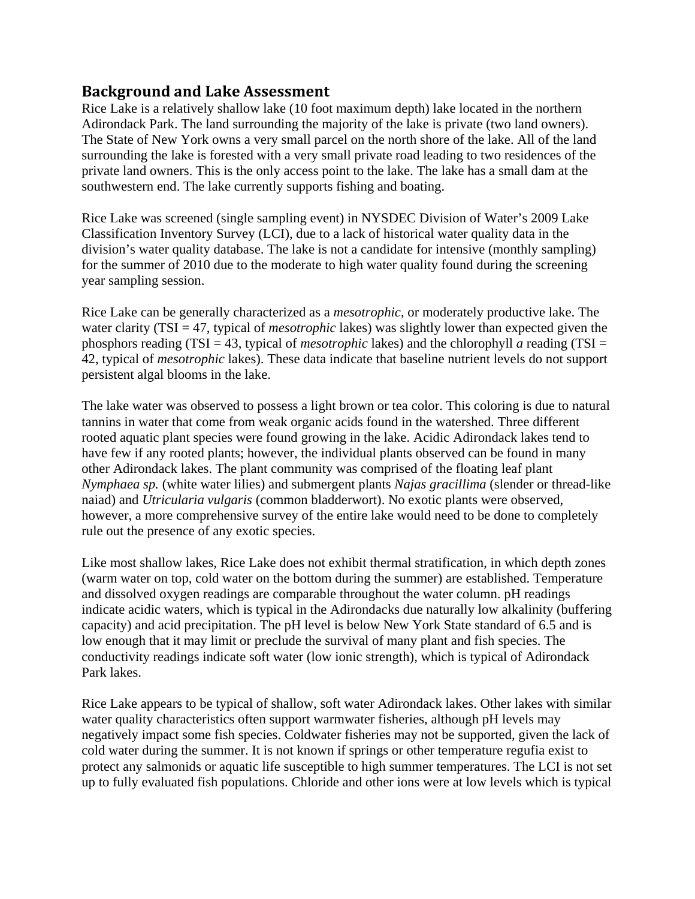## Background and Lake Assessment

Rice Lake is a relatively shallow lake (10 foot maximum depth) lake located in the northern Adirondack Park. The land surrounding the majority of the lake is private (two land owners). The State of New York owns a very small parcel on the north shore of the lake. All of the land surrounding the lake is forested with a very small private road leading to two residences of the private land owners. This is the only access point to the lake. The lake has a small dam at the southwestern end. The lake currently supports fishing and boating.

Rice Lake was screened (single sampling event) in NYSDEC Division of Water's 2009 Lake Classification Inventory Survey (LCI), due to a lack of historical water quality data in the division's water quality database. The lake is not a candidate for intensive (monthly sampling) for the summer of 2010 due to the moderate to high water quality found during the screening year sampling session.

Rice Lake can be generally characterized as a *mesotrophic*, or moderately productive lake. The water clarity (TSI = 47, typical of *mesotrophic* lakes) was slightly lower than expected given the phosphors reading (TSI = 43, typical of *mesotrophic* lakes) and the chlorophyll *a* reading (TSI = 42, typical of *mesotrophic* lakes). These data indicate that baseline nutrient levels do not support persistent algal blooms in the lake.

The lake water was observed to possess a light brown or tea color. This coloring is due to natural tannins in water that come from weak organic acids found in the watershed. Three different rooted aquatic plant species were found growing in the lake. Acidic Adirondack lakes tend to have few if any rooted plants; however, the individual plants observed can be found in many other Adirondack lakes. The plant community was comprised of the floating leaf plant *Nymphaea sp.* (white water lilies) and submergent plants *Najas gracillima* (slender or thread-like naiad) and *Utricularia vulgaris* (common bladderwort). No exotic plants were observed, however, a more comprehensive survey of the entire lake would need to be done to completely rule out the presence of any exotic species.

Like most shallow lakes, Rice Lake does not exhibit thermal stratification, in which depth zones (warm water on top, cold water on the bottom during the summer) are established. Temperature and dissolved oxygen readings are comparable throughout the water column. pH readings indicate acidic waters, which is typical in the Adirondacks due naturally low alkalinity (buffering capacity) and acid precipitation. The pH level is below New York State standard of 6.5 and is low enough that it may limit or preclude the survival of many plant and fish species. The conductivity readings indicate soft water (low ionic strength), which is typical of Adirondack Park lakes.

Rice Lake appears to be typical of shallow, soft water Adirondack lakes. Other lakes with similar water quality characteristics often support warmwater fisheries, although pH levels may negatively impact some fish species. Coldwater fisheries may not be supported, given the lack of cold water during the summer. It is not known if springs or other temperature regufia exist to protect any salmonids or aquatic life susceptible to high summer temperatures. The LCI is not set up to fully evaluated fish populations. Chloride and other ions were at low levels which is typical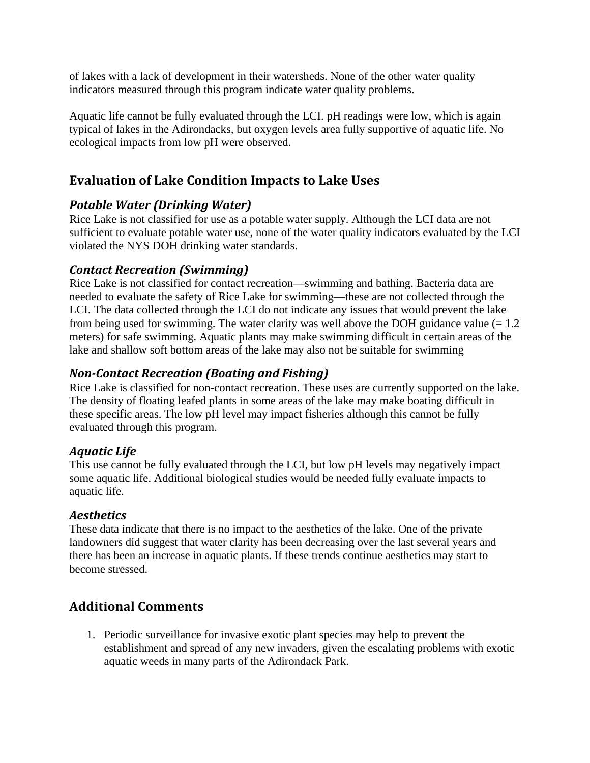of lakes with a lack of development in their watersheds. None of the other water quality indicators measured through this program indicate water quality problems.

Aquatic life cannot be fully evaluated through the LCI. pH readings were low, which is again typical of lakes in the Adirondacks, but oxygen levels area fully supportive of aquatic life. No ecological impacts from low pH were observed.

## Evaluation of Lake Condition Impacts to Lake Uses

### *Potable Water (Drinking Water)*

Rice Lake is not classified for use as a potable water supply. Although the LCI data are not sufficient to evaluate potable water use, none of the water quality indicators evaluated by the LCI violated the NYS DOH drinking water standards.

### *Contact Recreation (Swimming)*

Rice Lake is not classified for contact recreation—swimming and bathing. Bacteria data are needed to evaluate the safety of Rice Lake for swimming—these are not collected through the LCI. The data collected through the LCI do not indicate any issues that would prevent the lake from being used for swimming. The water clarity was well above the DOH guidance value (= 1.2 meters) for safe swimming. Aquatic plants may make swimming difficult in certain areas of the lake and shallow soft bottom areas of the lake may also not be suitable for swimming

### *Non-Contact Recreation (Boating and Fishing)*

Rice Lake is classified for non-contact recreation. These uses are currently supported on the lake. The density of floating leafed plants in some areas of the lake may make boating difficult in these specific areas. The low pH level may impact fisheries although this cannot be fully evaluated through this program.

### *Aquatic Life*

This use cannot be fully evaluated through the LCI, but low pH levels may negatively impact some aquatic life. Additional biological studies would be needed fully evaluate impacts to aquatic life.

### *Aesthetics*

These data indicate that there is no impact to the aesthetics of the lake. One of the private landowners did suggest that water clarity has been decreasing over the last several years and there has been an increase in aquatic plants. If these trends continue aesthetics may start to become stressed.

## Additional Comments

1. Periodic surveillance for invasive exotic plant species may help to prevent the establishment and spread of any new invaders, given the escalating problems with exotic aquatic weeds in many parts of the Adirondack Park.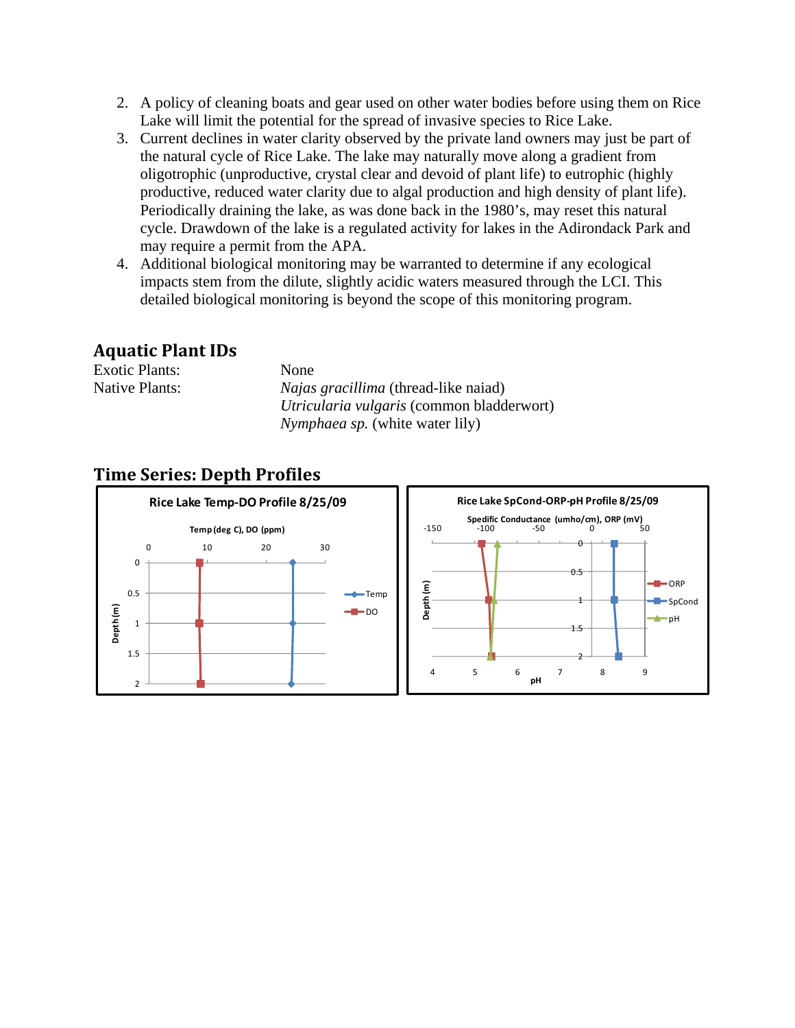2. A policy of cleaning boats and gear used on other water bodies before using them on Rice Lake will limit the potential for the spread of invasive species to Rice Lake.
3. Current declines in water clarity observed by the private land owners may just be part of the natural cycle of Rice Lake. The lake may naturally move along a gradient from oligotrophic (unproductive, crystal clear and devoid of plant life) to eutrophic (highly productive, reduced water clarity due to algal production and high density of plant life). Periodically draining the lake, as was done back in the 1980's, may reset this natural cycle. Drawdown of the lake is a regulated activity for lakes in the Adirondack Park and may require a permit from the APA.
4. Additional biological monitoring may be warranted to determine if any ecological impacts stem from the dilute, slightly acidic waters measured through the LCI. This detailed biological monitoring is beyond the scope of this monitoring program.

## Aquatic Plant IDs

| | |
|---|---|
| Exotic Plants: | None |
| Native Plants: | *Najas gracillima* (thread-like naiad) |
| | *Utricularia vulgaris* (common bladderwort) |
| | *Nymphaea sp.* (white water lily) |

## Time Series: Depth Profiles

Rice Lake Temp-DO Profile 8/25/09

Rice Lake SpCond-ORP-pH Profile 8/25/09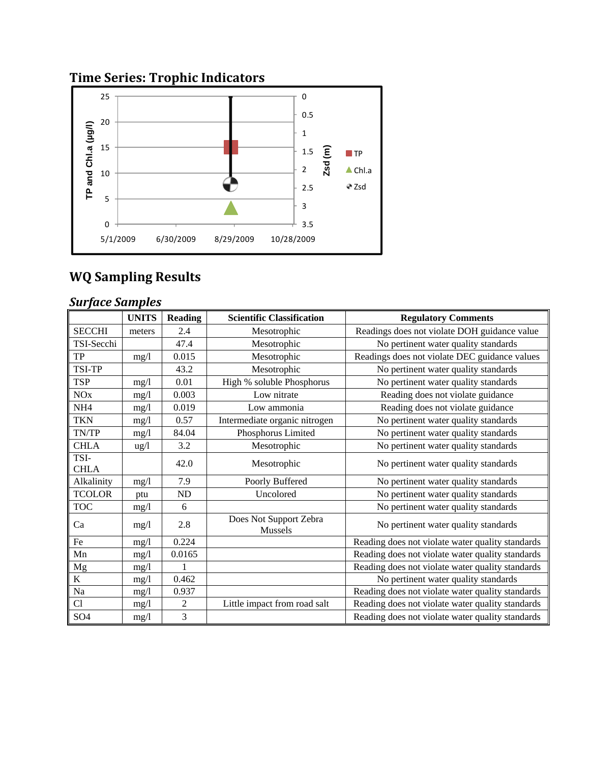## Time Series: Trophic Indicators

## WQ Sampling Results

### *Surface Samples*

| | UNITS | Reading | Scientific Classification | Regulatory Comments |
|---|---|---|---|---|
| SECCHI | meters | 2.4 | Mesotrophic | Readings does not violate DOH guidance value |
| TSI-Secchi | | 47.4 | Mesotrophic | No pertinent water quality standards |
| TP | mg/l | 0.015 | Mesotrophic | Readings does not violate DEC guidance values |
| TSI-TP | | 43.2 | Mesotrophic | No pertinent water quality standards |
| TSP | mg/l | 0.01 | High % soluble Phosphorus | No pertinent water quality standards |
| NOx | mg/l | 0.003 | Low nitrate | Reading does not violate guidance |
| NH4 | mg/l | 0.019 | Low ammonia | Reading does not violate guidance |
| TKN | mg/l | 0.57 | Intermediate organic nitrogen | No pertinent water quality standards |
| TN/TP | mg/l | 84.04 | Phosphorus Limited | No pertinent water quality standards |
| CHLA | ug/l | 3.2 | Mesotrophic | No pertinent water quality standards |
| TSI-CHLA | | 42.0 | Mesotrophic | No pertinent water quality standards |
| Alkalinity | mg/l | 7.9 | Poorly Buffered | No pertinent water quality standards |
| TCOLOR | ptu | ND | Uncolored | No pertinent water quality standards |
| TOC | mg/l | 6 | | No pertinent water quality standards |
| Ca | mg/l | 2.8 | Does Not Support Zebra Mussels | No pertinent water quality standards |
| Fe | mg/l | 0.224 | | Reading does not violate water quality standards |
| Mn | mg/l | 0.0165 | | Reading does not violate water quality standards |
| Mg | mg/l | 1 | | Reading does not violate water quality standards |
| K | mg/l | 0.462 | | No pertinent water quality standards |
| Na | mg/l | 0.937 | | Reading does not violate water quality standards |
| Cl | mg/l | 2 | Little impact from road salt | Reading does not violate water quality standards |
| SO4 | mg/l | 3 | | Reading does not violate water quality standards |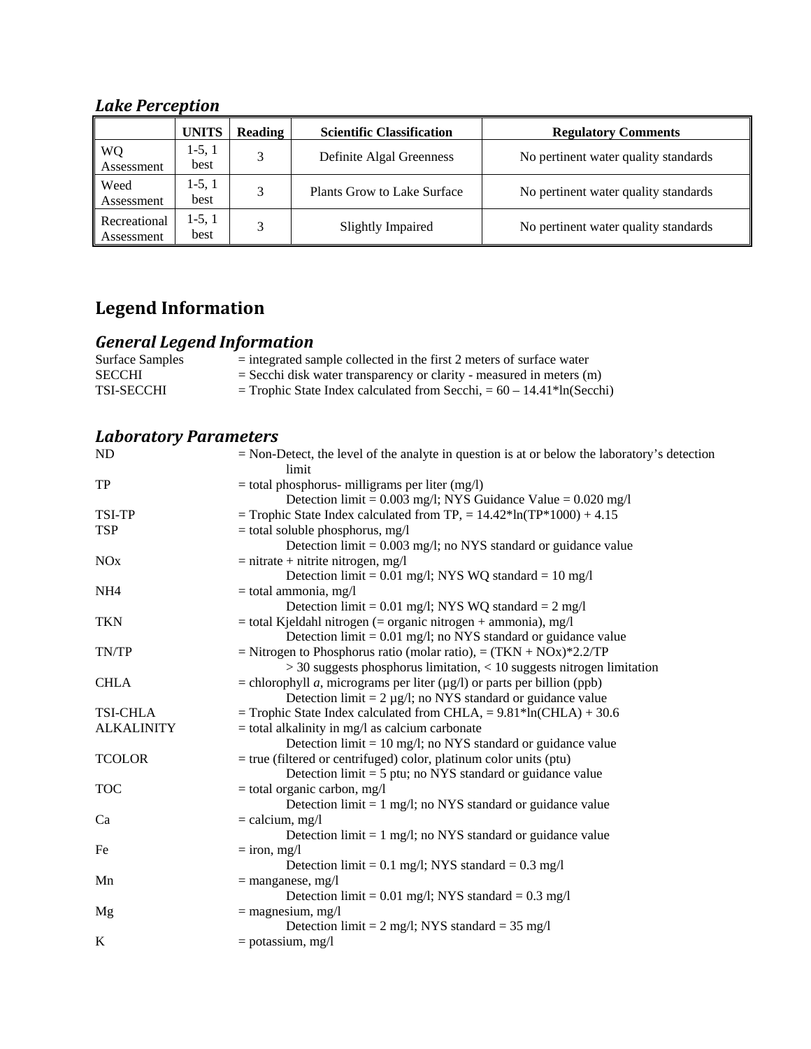### *Lake Perception*

| | UNITS | Reading | Scientific Classification | Regulatory Comments |
|---|---|---|---|---|
| WQ Assessment | 1-5, 1 best | 3 | Definite Algal Greenness | No pertinent water quality standards |
| Weed Assessment | 1-5, 1 best | 3 | Plants Grow to Lake Surface | No pertinent water quality standards |
| Recreational Assessment | 1-5, 1 best | 3 | Slightly Impaired | No pertinent water quality standards |

## Legend Information

### *General Legend Information*

| | |
|---|---|
| Surface Samples | = integrated sample collected in the first 2 meters of surface water |
| SECCHI | = Secchi disk water transparency or clarity - measured in meters (m) |
| TSI-SECCHI | = Trophic State Index calculated from Secchi, = 60 – 14.41*ln(Secchi) |

### *Laboratory Parameters*

| | |
|---|---|
| ND | = Non-Detect, the level of the analyte in question is at or below the laboratory's detection limit |
| TP | = total phosphorus- milligrams per liter (mg/l)<br>Detection limit = 0.003 mg/l; NYS Guidance Value = 0.020 mg/l |
| TSI-TP | = Trophic State Index calculated from TP, = 14.42*ln(TP*1000) + 4.15 |
| TSP | = total soluble phosphorus, mg/l<br>Detection limit = 0.003 mg/l; no NYS standard or guidance value |
| NOx | = nitrate + nitrite nitrogen, mg/l<br>Detection limit = 0.01 mg/l; NYS WQ standard = 10 mg/l |
| NH4 | = total ammonia, mg/l<br>Detection limit = 0.01 mg/l; NYS WQ standard = 2 mg/l |
| TKN | = total Kjeldahl nitrogen (= organic nitrogen + ammonia), mg/l<br>Detection limit = 0.01 mg/l; no NYS standard or guidance value |
| TN/TP | = Nitrogen to Phosphorus ratio (molar ratio), = (TKN + NOx)*2.2/TP<br>> 30 suggests phosphorus limitation, < 10 suggests nitrogen limitation |
| CHLA | = chlorophyll *a*, micrograms per liter (µg/l) or parts per billion (ppb)<br>Detection limit = 2 µg/l; no NYS standard or guidance value |
| TSI-CHLA | = Trophic State Index calculated from CHLA, = 9.81*ln(CHLA) + 30.6 |
| ALKALINITY | = total alkalinity in mg/l as calcium carbonate<br>Detection limit = 10 mg/l; no NYS standard or guidance value |
| TCOLOR | = true (filtered or centrifuged) color, platinum color units (ptu)<br>Detection limit = 5 ptu; no NYS standard or guidance value |
| TOC | = total organic carbon, mg/l<br>Detection limit = 1 mg/l; no NYS standard or guidance value |
| Ca | = calcium, mg/l<br>Detection limit = 1 mg/l; no NYS standard or guidance value |
| Fe | = iron, mg/l<br>Detection limit = 0.1 mg/l; NYS standard = 0.3 mg/l |
| Mn | = manganese, mg/l<br>Detection limit = 0.01 mg/l; NYS standard = 0.3 mg/l |
| Mg | = magnesium, mg/l<br>Detection limit = 2 mg/l; NYS standard = 35 mg/l |
| K | = potassium, mg/l |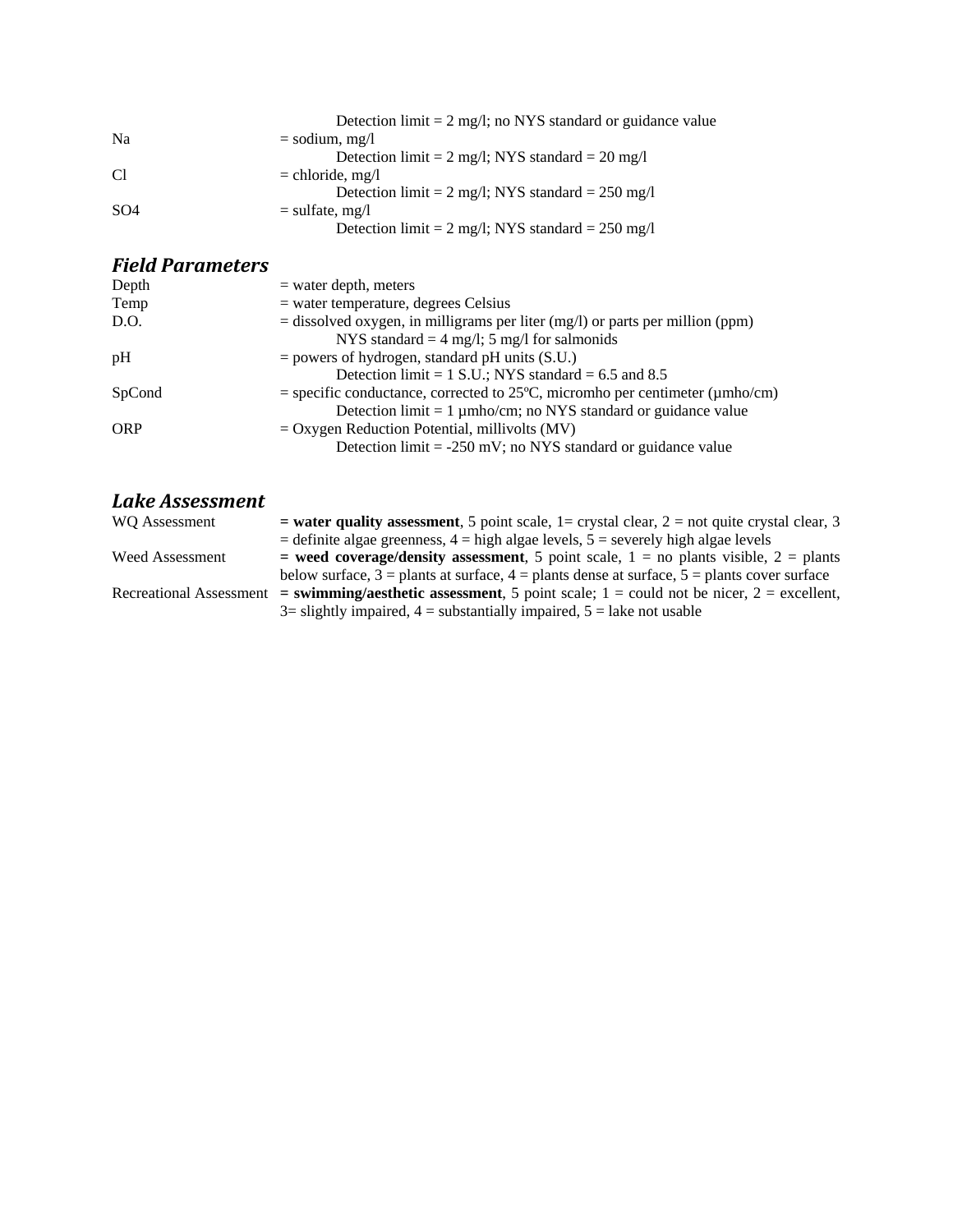Detection limit = 2 mg/l; no NYS standard or guidance value

Na = sodium, mg/l
Detection limit = 2 mg/l; NYS standard = 20 mg/l

Cl = chloride, mg/l
Detection limit = 2 mg/l; NYS standard = 250 mg/l

SO4 = sulfate, mg/l
Detection limit = 2 mg/l; NYS standard = 250 mg/l

### *Field Parameters*

Depth = water depth, meters

Temp = water temperature, degrees Celsius

D.O. = dissolved oxygen, in milligrams per liter (mg/l) or parts per million (ppm)
NYS standard = 4 mg/l; 5 mg/l for salmonids

pH = powers of hydrogen, standard pH units (S.U.)
Detection limit = 1 S.U.; NYS standard = 6.5 and 8.5

SpCond = specific conductance, corrected to 25ºC, micromho per centimeter (µmho/cm)
Detection limit = 1 µmho/cm; no NYS standard or guidance value

ORP = Oxygen Reduction Potential, millivolts (MV)
Detection limit = -250 mV; no NYS standard or guidance value

### *Lake Assessment*

WQ Assessment **= water quality assessment**, 5 point scale, 1= crystal clear, 2 = not quite crystal clear, 3 = definite algae greenness, 4 = high algae levels, 5 = severely high algae levels

Weed Assessment **= weed coverage/density assessment**, 5 point scale, 1 = no plants visible, 2 = plants below surface, 3 = plants at surface, 4 = plants dense at surface, 5 = plants cover surface

Recreational Assessment **= swimming/aesthetic assessment**, 5 point scale; 1 = could not be nicer, 2 = excellent, 3= slightly impaired, 4 = substantially impaired, 5 = lake not usable